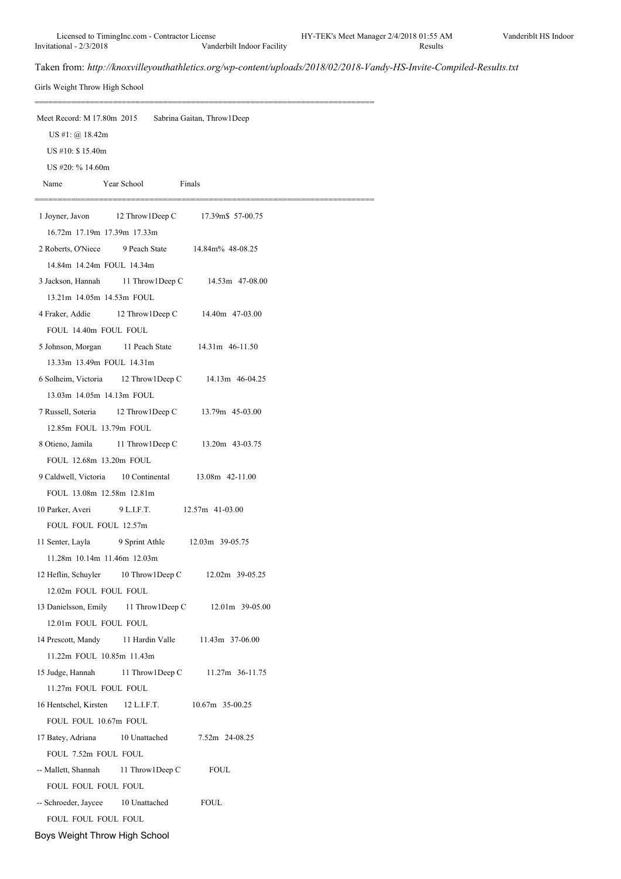Taken from: *http://knoxvilleyouthathletics.org/wp-content/uploads/2018/02/2018-Vandy-HS-Invite-Compiled-Results.txt*

Girls Weight Throw High School

```
=======================================================================
 Meet Record: M 17.80m 2015      Sabrina Gaitan, Throw1Deep
    US #1: @ 18.42m
    US #10: $ 15.40m
    US #20: % 14.60m
   Name              Year School           Finals
=======================================================================
  1 Joyner, Javon          12 Throw1Deep C         17.39m$  57-00.75
     16.72m  17.19m  17.39m  17.33m
  2 Roberts, O'Niece        9 Peach State          14.84m%  48-08.25
     14.84m  14.24m  FOUL  14.34m
  3 Jackson, Hannah        11 Throw1Deep C         14.53m  47-08.00
     13.21m  14.05m  14.53m  FOUL
  4 Fraker, Addie          12 Throw1Deep C         14.40m  47-03.00
     FOUL  14.40m  FOUL  FOUL
  5 Johnson, Morgan        11 Peach State          14.31m  46-11.50
     13.33m  13.49m  FOUL  14.31m
  6 Solheim, Victoria      12 Throw1Deep C         14.13m  46-04.25
     13.03m  14.05m  14.13m  FOUL
  7 Russell, Soteria       12 Throw1Deep C         13.79m  45-03.00
     12.85m  FOUL  13.79m  FOUL
  8 Otieno, Jamila         11 Throw1Deep C         13.20m  43-03.75
     FOUL  12.68m  13.20m  FOUL
  9 Caldwell, Victoria     10 Continental          13.08m  42-11.00
     FOUL  13.08m  12.58m  12.81m
 10 Parker, Averi           9 L.I.F.T.             12.57m  41-03.00
     FOUL  FOUL  FOUL  12.57m
 11 Senter, Layla           9 Sprint Athle         12.03m  39-05.75
     11.28m  10.14m  11.46m  12.03m
 12 Heflin, Schuyler       10 Throw1Deep C         12.02m  39-05.25
     12.02m  FOUL  FOUL  FOUL
 13 Danielsson, Emily      11 Throw1Deep C         12.01m  39-05.00
     12.01m  FOUL  FOUL  FOUL
 14 Prescott, Mandy        11 Hardin Valle         11.43m  37-06.00
     11.22m  FOUL  10.85m  11.43m
 15 Judge, Hannah          11 Throw1Deep C         11.27m  36-11.75
     11.27m  FOUL  FOUL  FOUL
 16 Hentschel, Kirsten     12 L.I.F.T.             10.67m  35-00.25
     FOUL  FOUL  10.67m  FOUL
 17 Batey, Adriana         10 Unattached            7.52m  24-08.25
     FOUL  7.52m  FOUL  FOUL
 -- Mallett, Shannah       11 Throw1Deep C           FOUL
     FOUL  FOUL  FOUL  FOUL
 -- Schroeder, Jaycee      10 Unattached             FOUL
     FOUL  FOUL  FOUL  FOUL
```

Boys Weight Throw High School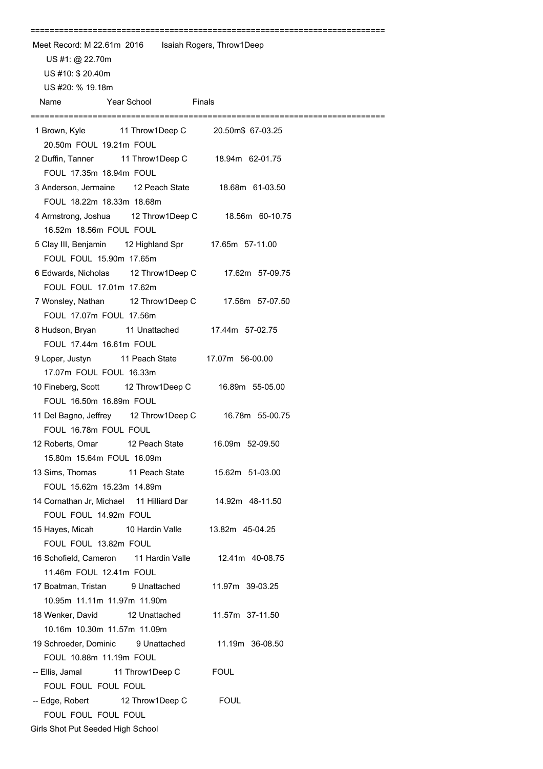```
=========================================================================
 Meet Record: M 22.61m  2016      Isaiah Rogers, Throw1Deep
     US #1: @ 22.70m
    US #10: $ 20.40m
    US #20: % 19.18m
   Name                    Year School                  Finals
=========================================================================
  1 Brown, Kyle            11 Throw1Deep C           20.50m$  67-03.25
      20.50m  FOUL  19.21m  FOUL
  2 Duffin, Tanner         11 Throw1Deep C           18.94m   62-01.75
      FOUL  17.35m  18.94m  FOUL
  3 Anderson, Jermaine     12 Peach State            18.68m   61-03.50
      FOUL  18.22m  18.33m  18.68m
  4 Armstrong, Joshua      12 Throw1Deep C           18.56m   60-10.75
      16.52m  18.56m  FOUL  FOUL
  5 Clay III, Benjamin     12 Highland Spr           17.65m   57-11.00
      FOUL  FOUL  15.90m  17.65m
  6 Edwards, Nicholas      12 Throw1Deep C           17.62m   57-09.75
      FOUL  FOUL  17.01m  17.62m
  7 Wonsley, Nathan        12 Throw1Deep C           17.56m   57-07.50
      FOUL  17.07m  FOUL  17.56m
  8 Hudson, Bryan          11 Unattached             17.44m   57-02.75
      FOUL  17.44m  16.61m  FOUL
  9 Loper, Justyn          11 Peach State            17.07m   56-00.00
      17.07m  FOUL  FOUL  16.33m
 10 Fineberg, Scott        12 Throw1Deep C           16.89m   55-05.00
      FOUL  16.50m  16.89m  FOUL
 11 Del Bagno, Jeffrey     12 Throw1Deep C           16.78m   55-00.75
      FOUL  16.78m  FOUL  FOUL
 12 Roberts, Omar          12 Peach State            16.09m   52-09.50
      15.80m  15.64m  FOUL  16.09m
 13 Sims, Thomas           11 Peach State            15.62m   51-03.00
      FOUL  15.62m  15.23m  14.89m
 14 Cornathan Jr, Michael  11 Hilliard Dar           14.92m   48-11.50
      FOUL  FOUL  14.92m  FOUL
 15 Hayes, Micah           10 Hardin Valle           13.82m   45-04.25
      FOUL  FOUL  13.82m  FOUL
 16 Schofield, Cameron     11 Hardin Valle           12.41m   40-08.75
      11.46m  FOUL  12.41m  FOUL
 17 Boatman, Tristan        9 Unattached             11.97m   39-03.25
      10.95m  11.11m  11.97m  11.90m
 18 Wenker, David          12 Unattached             11.57m   37-11.50
      10.16m  10.30m  11.57m  11.09m
 19 Schroeder, Dominic      9 Unattached             11.19m   36-08.50
      FOUL  10.88m  11.19m  FOUL
 -- Ellis, Jamal           11 Throw1Deep C             FOUL
      FOUL  FOUL  FOUL  FOUL
 -- Edge, Robert           12 Throw1Deep C             FOUL
      FOUL  FOUL  FOUL  FOUL
```

Girls Shot Put Seeded High School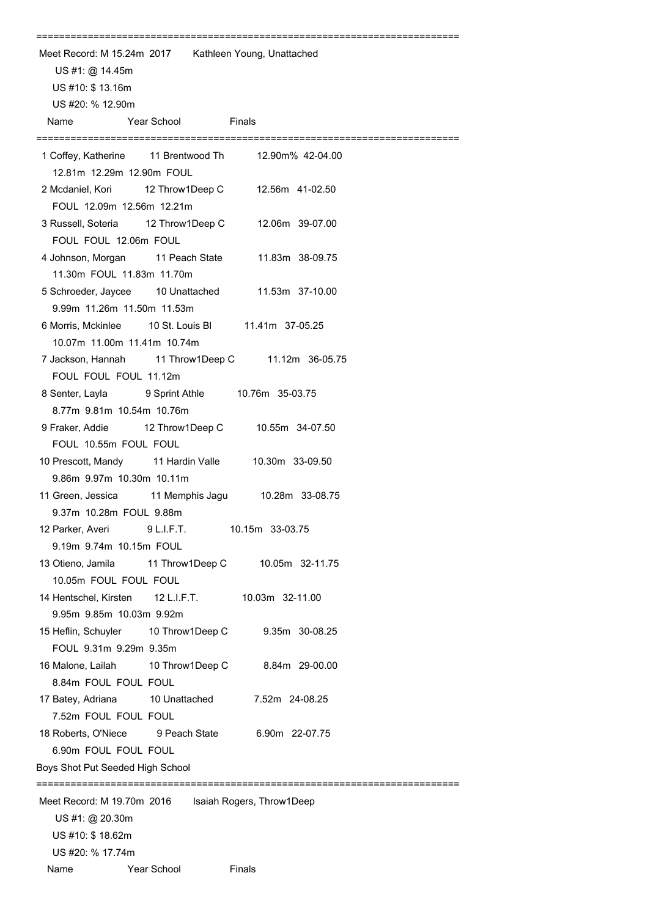=========================================================================

Meet Record: M 15.24m 2017 Kathleen Young, Unattached
US #1: @ 14.45m
US #10: $ 13.16m
US #20: % 12.90m

| Name | Year | School | Finals | |
|---|---|---|---|---|
| 1 Coffey, Katherine | 11 | Brentwood Th | 12.90m% | 42-04.00 |
| 12.81m 12.29m 12.90m FOUL | | | | |
| 2 Mcdaniel, Kori | 12 | Throw1Deep C | 12.56m | 41-02.50 |
| FOUL 12.09m 12.56m 12.21m | | | | |
| 3 Russell, Soteria | 12 | Throw1Deep C | 12.06m | 39-07.00 |
| FOUL FOUL 12.06m FOUL | | | | |
| 4 Johnson, Morgan | 11 | Peach State | 11.83m | 38-09.75 |
| 11.30m FOUL 11.83m 11.70m | | | | |
| 5 Schroeder, Jaycee | 10 | Unattached | 11.53m | 37-10.00 |
| 9.99m 11.26m 11.50m 11.53m | | | | |
| 6 Morris, Mckinlee | 10 | St. Louis Bl | 11.41m | 37-05.25 |
| 10.07m 11.00m 11.41m 10.74m | | | | |
| 7 Jackson, Hannah | 11 | Throw1Deep C | 11.12m | 36-05.75 |
| FOUL FOUL FOUL 11.12m | | | | |
| 8 Senter, Layla | 9 | Sprint Athle | 10.76m | 35-03.75 |
| 8.77m 9.81m 10.54m 10.76m | | | | |
| 9 Fraker, Addie | 12 | Throw1Deep C | 10.55m | 34-07.50 |
| FOUL 10.55m FOUL FOUL | | | | |
| 10 Prescott, Mandy | 11 | Hardin Valle | 10.30m | 33-09.50 |
| 9.86m 9.97m 10.30m 10.11m | | | | |
| 11 Green, Jessica | 11 | Memphis Jagu | 10.28m | 33-08.75 |
| 9.37m 10.28m FOUL 9.88m | | | | |
| 12 Parker, Averi | 9 | L.I.F.T. | 10.15m | 33-03.75 |
| 9.19m 9.74m 10.15m FOUL | | | | |
| 13 Otieno, Jamila | 11 | Throw1Deep C | 10.05m | 32-11.75 |
| 10.05m FOUL FOUL FOUL | | | | |
| 14 Hentschel, Kirsten | 12 | L.I.F.T. | 10.03m | 32-11.00 |
| 9.95m 9.85m 10.03m 9.92m | | | | |
| 15 Heflin, Schuyler | 10 | Throw1Deep C | 9.35m | 30-08.25 |
| FOUL 9.31m 9.29m 9.35m | | | | |
| 16 Malone, Lailah | 10 | Throw1Deep C | 8.84m | 29-00.00 |
| 8.84m FOUL FOUL FOUL | | | | |
| 17 Batey, Adriana | 10 | Unattached | 7.52m | 24-08.25 |
| 7.52m FOUL FOUL FOUL | | | | |
| 18 Roberts, O'Niece | 9 | Peach State | 6.90m | 22-07.75 |
| 6.90m FOUL FOUL FOUL | | | | |

## Boys Shot Put Seeded High School

=========================================================================

Meet Record: M 19.70m 2016 Isaiah Rogers, Throw1Deep
US #1: @ 20.30m
US #10: $ 18.62m
US #20: % 17.74m

| Name | Year | School | Finals |
|---|---|---|---|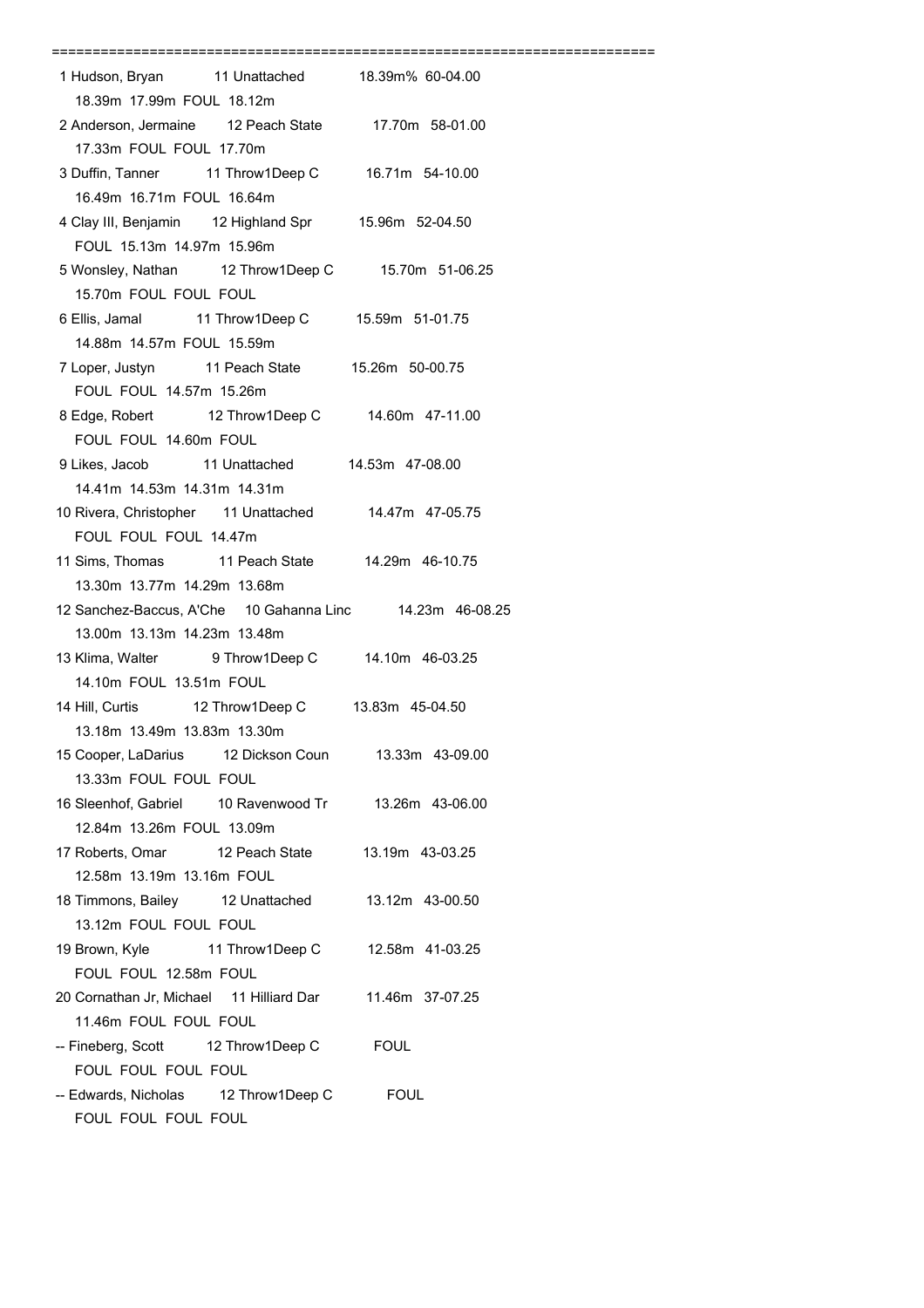```
=========================================================================
  1 Hudson, Bryan          11 Unattached           18.39m%  60-04.00
     18.39m  17.99m  FOUL  18.12m
  2 Anderson, Jermaine     12 Peach State          17.70m   58-01.00
     17.33m  FOUL  FOUL  17.70m
  3 Duffin, Tanner         11 Throw1Deep C         16.71m   54-10.00
     16.49m  16.71m  FOUL  16.64m
  4 Clay III, Benjamin     12 Highland Spr         15.96m   52-04.50
     FOUL  15.13m  14.97m  15.96m
  5 Wonsley, Nathan        12 Throw1Deep C         15.70m   51-06.25
     15.70m  FOUL  FOUL  FOUL
  6 Ellis, Jamal           11 Throw1Deep C         15.59m   51-01.75
     14.88m  14.57m  FOUL  15.59m
  7 Loper, Justyn          11 Peach State          15.26m   50-00.75
     FOUL  FOUL  14.57m  15.26m
  8 Edge, Robert           12 Throw1Deep C         14.60m   47-11.00
     FOUL  FOUL  14.60m  FOUL
  9 Likes, Jacob           11 Unattached           14.53m   47-08.00
     14.41m  14.53m  14.31m  14.31m
 10 Rivera, Christopher    11 Unattached           14.47m   47-05.75
     FOUL  FOUL  FOUL  14.47m
 11 Sims, Thomas           11 Peach State          14.29m   46-10.75
     13.30m  13.77m  14.29m  13.68m
 12 Sanchez-Baccus, A'Che  10 Gahanna Linc         14.23m   46-08.25
     13.00m  13.13m  14.23m  13.48m
 13 Klima, Walter           9 Throw1Deep C         14.10m   46-03.25
     14.10m  FOUL  13.51m  FOUL
 14 Hill, Curtis           12 Throw1Deep C         13.83m   45-04.50
     13.18m  13.49m  13.83m  13.30m
 15 Cooper, LaDarius       12 Dickson Coun         13.33m   43-09.00
     13.33m  FOUL  FOUL  FOUL
 16 Sleenhof, Gabriel      10 Ravenwood Tr         13.26m   43-06.00
     12.84m  13.26m  FOUL  13.09m
 17 Roberts, Omar          12 Peach State          13.19m   43-03.25
     12.58m  13.19m  13.16m  FOUL
 18 Timmons, Bailey        12 Unattached           13.12m   43-00.50
     13.12m  FOUL  FOUL  FOUL
 19 Brown, Kyle            11 Throw1Deep C         12.58m   41-03.25
     FOUL  FOUL  12.58m  FOUL
 20 Cornathan Jr, Michael  11 Hilliard Dar         11.46m   37-07.25
     11.46m  FOUL  FOUL  FOUL
 -- Fineberg, Scott        12 Throw1Deep C           FOUL
     FOUL  FOUL  FOUL  FOUL
 -- Edwards, Nicholas      12 Throw1Deep C           FOUL
     FOUL  FOUL  FOUL  FOUL
```